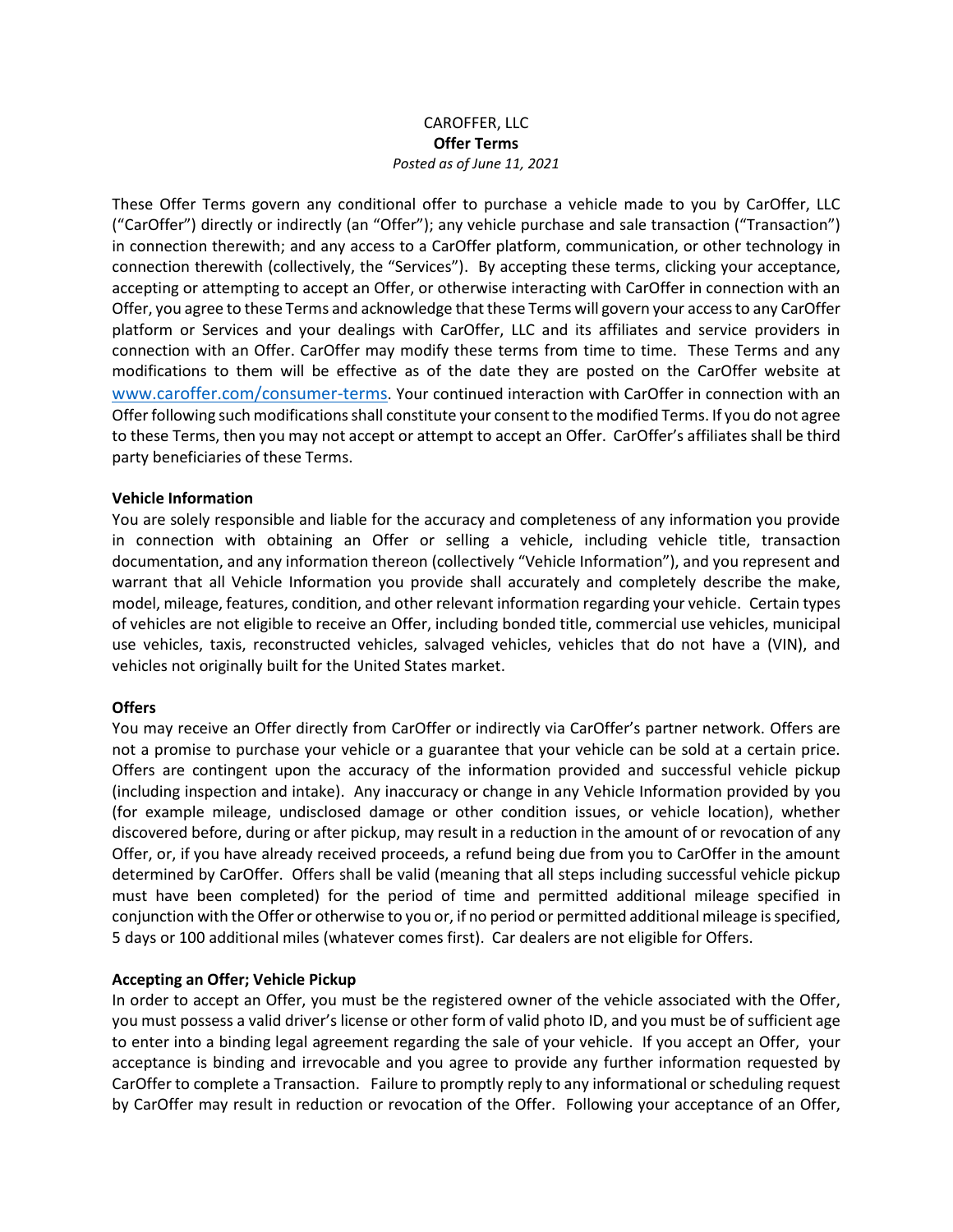CAROFFER, LLC

**Offer Terms**

*Posted as of June 11, 2021*

These Offer Terms govern any conditional offer to purchase a vehicle made to you by CarOffer, LLC ("CarOffer") directly or indirectly (an "Offer"); any vehicle purchase and sale transaction ("Transaction") in connection therewith; and any access to a CarOffer platform, communication, or other technology in connection therewith (collectively, the "Services"). By accepting these terms, clicking your acceptance, accepting or attempting to accept an Offer, or otherwise interacting with CarOffer in connection with an Offer, you agree to these Terms and acknowledge that these Terms will govern your access to any CarOffer platform or Services and your dealings with CarOffer, LLC and its affiliates and service providers in connection with an Offer. CarOffer may modify these terms from time to time. These Terms and any modifications to them will be effective as of the date they are posted on the CarOffer website at [www.caroffer.com/consumer-terms](www.caroffer.com/consumer-terms). Your continued interaction with CarOffer in connection with an Offer following such modifications shall constitute your consent to the modified Terms. If you do not agree to these Terms, then you may not accept or attempt to accept an Offer. CarOffer's affiliates shall be third party beneficiaries of these Terms.

**Vehicle Information**

You are solely responsible and liable for the accuracy and completeness of any information you provide in connection with obtaining an Offer or selling a vehicle, including vehicle title, transaction documentation, and any information thereon (collectively "Vehicle Information"), and you represent and warrant that all Vehicle Information you provide shall accurately and completely describe the make, model, mileage, features, condition, and other relevant information regarding your vehicle. Certain types of vehicles are not eligible to receive an Offer, including bonded title, commercial use vehicles, municipal use vehicles, taxis, reconstructed vehicles, salvaged vehicles, vehicles that do not have a (VIN), and vehicles not originally built for the United States market.

**Offers**

You may receive an Offer directly from CarOffer or indirectly via CarOffer's partner network. Offers are not a promise to purchase your vehicle or a guarantee that your vehicle can be sold at a certain price. Offers are contingent upon the accuracy of the information provided and successful vehicle pickup (including inspection and intake). Any inaccuracy or change in any Vehicle Information provided by you (for example mileage, undisclosed damage or other condition issues, or vehicle location), whether discovered before, during or after pickup, may result in a reduction in the amount of or revocation of any Offer, or, if you have already received proceeds, a refund being due from you to CarOffer in the amount determined by CarOffer. Offers shall be valid (meaning that all steps including successful vehicle pickup must have been completed) for the period of time and permitted additional mileage specified in conjunction with the Offer or otherwise to you or, if no period or permitted additional mileage is specified, 5 days or 100 additional miles (whatever comes first). Car dealers are not eligible for Offers.

**Accepting an Offer; Vehicle Pickup**

In order to accept an Offer, you must be the registered owner of the vehicle associated with the Offer, you must possess a valid driver's license or other form of valid photo ID, and you must be of sufficient age to enter into a binding legal agreement regarding the sale of your vehicle. If you accept an Offer, your acceptance is binding and irrevocable and you agree to provide any further information requested by CarOffer to complete a Transaction. Failure to promptly reply to any informational or scheduling request by CarOffer may result in reduction or revocation of the Offer. Following your acceptance of an Offer,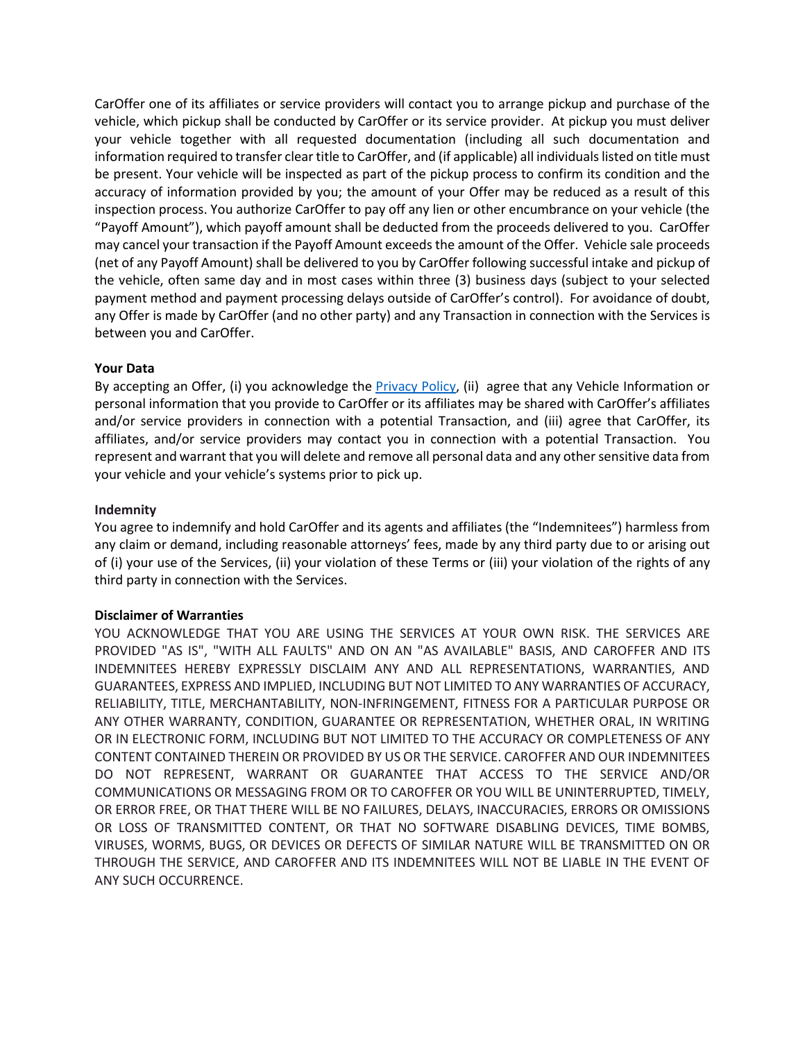CarOffer one of its affiliates or service providers will contact you to arrange pickup and purchase of the vehicle, which pickup shall be conducted by CarOffer or its service provider. At pickup you must deliver your vehicle together with all requested documentation (including all such documentation and information required to transfer clear title to CarOffer, and (if applicable) all individuals listed on title must be present. Your vehicle will be inspected as part of the pickup process to confirm its condition and the accuracy of information provided by you; the amount of your Offer may be reduced as a result of this inspection process. You authorize CarOffer to pay off any lien or other encumbrance on your vehicle (the "Payoff Amount"), which payoff amount shall be deducted from the proceeds delivered to you. CarOffer may cancel your transaction if the Payoff Amount exceeds the amount of the Offer. Vehicle sale proceeds (net of any Payoff Amount) shall be delivered to you by CarOffer following successful intake and pickup of the vehicle, often same day and in most cases within three (3) business days (subject to your selected payment method and payment processing delays outside of CarOffer's control). For avoidance of doubt, any Offer is made by CarOffer (and no other party) and any Transaction in connection with the Services is between you and CarOffer.

**Your Data**

By accepting an Offer, (i) you acknowledge the Privacy Policy, (ii) agree that any Vehicle Information or personal information that you provide to CarOffer or its affiliates may be shared with CarOffer's affiliates and/or service providers in connection with a potential Transaction, and (iii) agree that CarOffer, its affiliates, and/or service providers may contact you in connection with a potential Transaction. You represent and warrant that you will delete and remove all personal data and any other sensitive data from your vehicle and your vehicle's systems prior to pick up.

**Indemnity**

You agree to indemnify and hold CarOffer and its agents and affiliates (the "Indemnitees") harmless from any claim or demand, including reasonable attorneys' fees, made by any third party due to or arising out of (i) your use of the Services, (ii) your violation of these Terms or (iii) your violation of the rights of any third party in connection with the Services.

**Disclaimer of Warranties**

YOU ACKNOWLEDGE THAT YOU ARE USING THE SERVICES AT YOUR OWN RISK. THE SERVICES ARE PROVIDED "AS IS", "WITH ALL FAULTS" AND ON AN "AS AVAILABLE" BASIS, AND CAROFFER AND ITS INDEMNITEES HEREBY EXPRESSLY DISCLAIM ANY AND ALL REPRESENTATIONS, WARRANTIES, AND GUARANTEES, EXPRESS AND IMPLIED, INCLUDING BUT NOT LIMITED TO ANY WARRANTIES OF ACCURACY, RELIABILITY, TITLE, MERCHANTABILITY, NON-INFRINGEMENT, FITNESS FOR A PARTICULAR PURPOSE OR ANY OTHER WARRANTY, CONDITION, GUARANTEE OR REPRESENTATION, WHETHER ORAL, IN WRITING OR IN ELECTRONIC FORM, INCLUDING BUT NOT LIMITED TO THE ACCURACY OR COMPLETENESS OF ANY CONTENT CONTAINED THEREIN OR PROVIDED BY US OR THE SERVICE. CAROFFER AND OUR INDEMNITEES DO NOT REPRESENT, WARRANT OR GUARANTEE THAT ACCESS TO THE SERVICE AND/OR COMMUNICATIONS OR MESSAGING FROM OR TO CAROFFER OR YOU WILL BE UNINTERRUPTED, TIMELY, OR ERROR FREE, OR THAT THERE WILL BE NO FAILURES, DELAYS, INACCURACIES, ERRORS OR OMISSIONS OR LOSS OF TRANSMITTED CONTENT, OR THAT NO SOFTWARE DISABLING DEVICES, TIME BOMBS, VIRUSES, WORMS, BUGS, OR DEVICES OR DEFECTS OF SIMILAR NATURE WILL BE TRANSMITTED ON OR THROUGH THE SERVICE, AND CAROFFER AND ITS INDEMNITEES WILL NOT BE LIABLE IN THE EVENT OF ANY SUCH OCCURRENCE.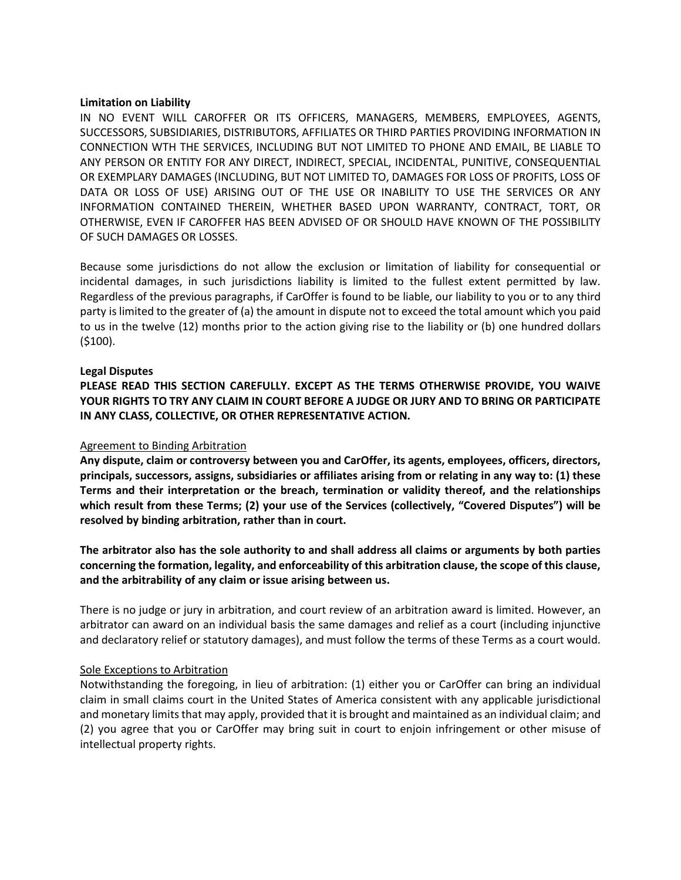**Limitation on Liability**

IN NO EVENT WILL CAROFFER OR ITS OFFICERS, MANAGERS, MEMBERS, EMPLOYEES, AGENTS, SUCCESSORS, SUBSIDIARIES, DISTRIBUTORS, AFFILIATES OR THIRD PARTIES PROVIDING INFORMATION IN CONNECTION WTH THE SERVICES, INCLUDING BUT NOT LIMITED TO PHONE AND EMAIL, BE LIABLE TO ANY PERSON OR ENTITY FOR ANY DIRECT, INDIRECT, SPECIAL, INCIDENTAL, PUNITIVE, CONSEQUENTIAL OR EXEMPLARY DAMAGES (INCLUDING, BUT NOT LIMITED TO, DAMAGES FOR LOSS OF PROFITS, LOSS OF DATA OR LOSS OF USE) ARISING OUT OF THE USE OR INABILITY TO USE THE SERVICES OR ANY INFORMATION CONTAINED THEREIN, WHETHER BASED UPON WARRANTY, CONTRACT, TORT, OR OTHERWISE, EVEN IF CAROFFER HAS BEEN ADVISED OF OR SHOULD HAVE KNOWN OF THE POSSIBILITY OF SUCH DAMAGES OR LOSSES.

Because some jurisdictions do not allow the exclusion or limitation of liability for consequential or incidental damages, in such jurisdictions liability is limited to the fullest extent permitted by law. Regardless of the previous paragraphs, if CarOffer is found to be liable, our liability to you or to any third party is limited to the greater of (a) the amount in dispute not to exceed the total amount which you paid to us in the twelve (12) months prior to the action giving rise to the liability or (b) one hundred dollars ($100).

**Legal Disputes**

**PLEASE READ THIS SECTION CAREFULLY. EXCEPT AS THE TERMS OTHERWISE PROVIDE, YOU WAIVE YOUR RIGHTS TO TRY ANY CLAIM IN COURT BEFORE A JUDGE OR JURY AND TO BRING OR PARTICIPATE IN ANY CLASS, COLLECTIVE, OR OTHER REPRESENTATIVE ACTION.**

Agreement to Binding Arbitration

**Any dispute, claim or controversy between you and CarOffer, its agents, employees, officers, directors, principals, successors, assigns, subsidiaries or affiliates arising from or relating in any way to: (1) these Terms and their interpretation or the breach, termination or validity thereof, and the relationships which result from these Terms; (2) your use of the Services (collectively, "Covered Disputes") will be resolved by binding arbitration, rather than in court.**

**The arbitrator also has the sole authority to and shall address all claims or arguments by both parties concerning the formation, legality, and enforceability of this arbitration clause, the scope of this clause, and the arbitrability of any claim or issue arising between us.**

There is no judge or jury in arbitration, and court review of an arbitration award is limited. However, an arbitrator can award on an individual basis the same damages and relief as a court (including injunctive and declaratory relief or statutory damages), and must follow the terms of these Terms as a court would.

Sole Exceptions to Arbitration

Notwithstanding the foregoing, in lieu of arbitration: (1) either you or CarOffer can bring an individual claim in small claims court in the United States of America consistent with any applicable jurisdictional and monetary limits that may apply, provided that it is brought and maintained as an individual claim; and (2) you agree that you or CarOffer may bring suit in court to enjoin infringement or other misuse of intellectual property rights.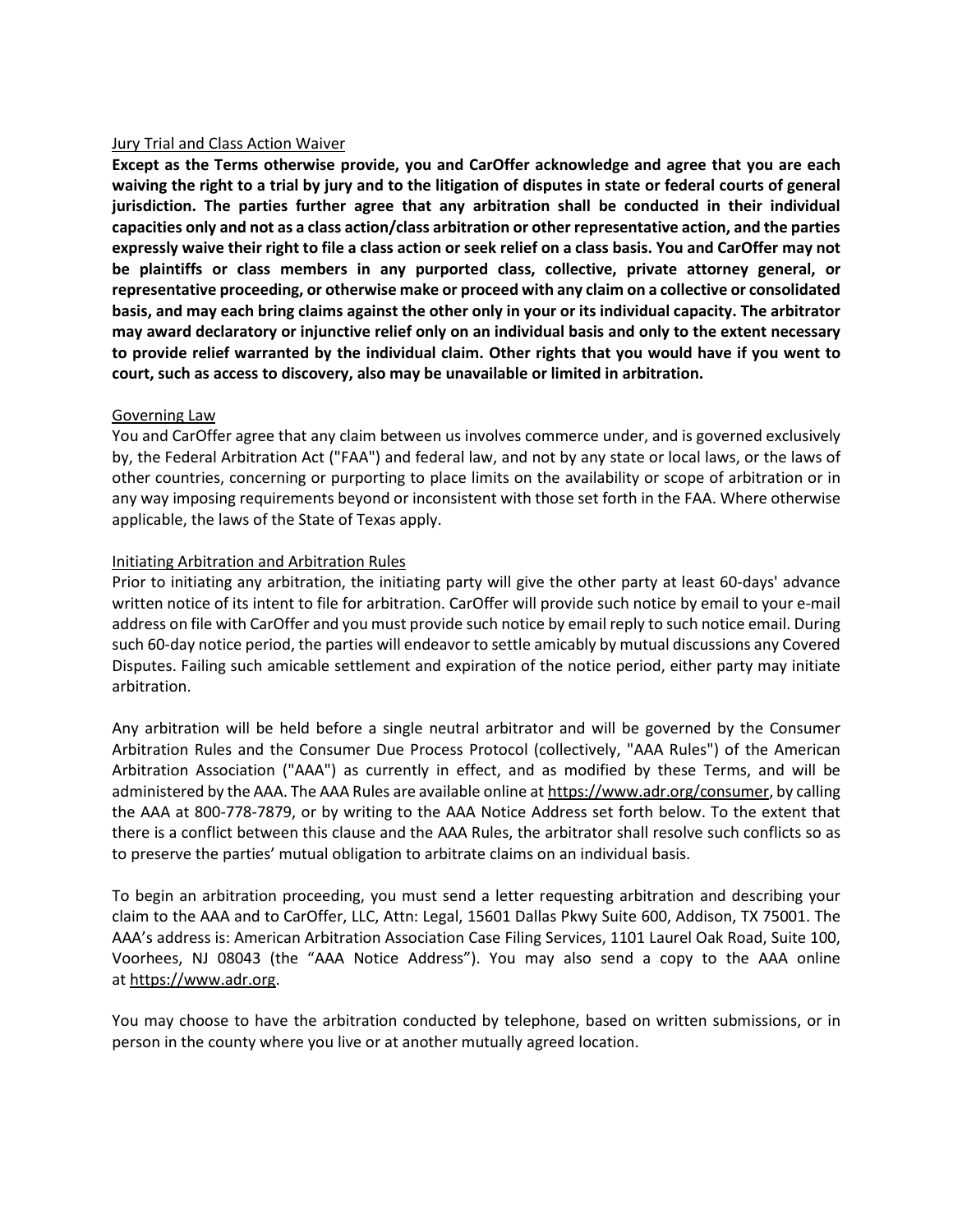Jury Trial and Class Action Waiver

**Except as the Terms otherwise provide, you and CarOffer acknowledge and agree that you are each waiving the right to a trial by jury and to the litigation of disputes in state or federal courts of general jurisdiction. The parties further agree that any arbitration shall be conducted in their individual capacities only and not as a class action/class arbitration or other representative action, and the parties expressly waive their right to file a class action or seek relief on a class basis. You and CarOffer may not be plaintiffs or class members in any purported class, collective, private attorney general, or representative proceeding, or otherwise make or proceed with any claim on a collective or consolidated basis, and may each bring claims against the other only in your or its individual capacity. The arbitrator may award declaratory or injunctive relief only on an individual basis and only to the extent necessary to provide relief warranted by the individual claim. Other rights that you would have if you went to court, such as access to discovery, also may be unavailable or limited in arbitration.**

Governing Law

You and CarOffer agree that any claim between us involves commerce under, and is governed exclusively by, the Federal Arbitration Act ("FAA") and federal law, and not by any state or local laws, or the laws of other countries, concerning or purporting to place limits on the availability or scope of arbitration or in any way imposing requirements beyond or inconsistent with those set forth in the FAA. Where otherwise applicable, the laws of the State of Texas apply.

Initiating Arbitration and Arbitration Rules

Prior to initiating any arbitration, the initiating party will give the other party at least 60-days' advance written notice of its intent to file for arbitration. CarOffer will provide such notice by email to your e-mail address on file with CarOffer and you must provide such notice by email reply to such notice email. During such 60-day notice period, the parties will endeavor to settle amicably by mutual discussions any Covered Disputes. Failing such amicable settlement and expiration of the notice period, either party may initiate arbitration.

Any arbitration will be held before a single neutral arbitrator and will be governed by the Consumer Arbitration Rules and the Consumer Due Process Protocol (collectively, "AAA Rules") of the American Arbitration Association ("AAA") as currently in effect, and as modified by these Terms, and will be administered by the AAA. The AAA Rules are available online at https://www.adr.org/consumer, by calling the AAA at 800-778-7879, or by writing to the AAA Notice Address set forth below. To the extent that there is a conflict between this clause and the AAA Rules, the arbitrator shall resolve such conflicts so as to preserve the parties' mutual obligation to arbitrate claims on an individual basis.

To begin an arbitration proceeding, you must send a letter requesting arbitration and describing your claim to the AAA and to CarOffer, LLC, Attn: Legal, 15601 Dallas Pkwy Suite 600, Addison, TX 75001. The AAA's address is: American Arbitration Association Case Filing Services, 1101 Laurel Oak Road, Suite 100, Voorhees, NJ 08043 (the "AAA Notice Address"). You may also send a copy to the AAA online at https://www.adr.org.

You may choose to have the arbitration conducted by telephone, based on written submissions, or in person in the county where you live or at another mutually agreed location.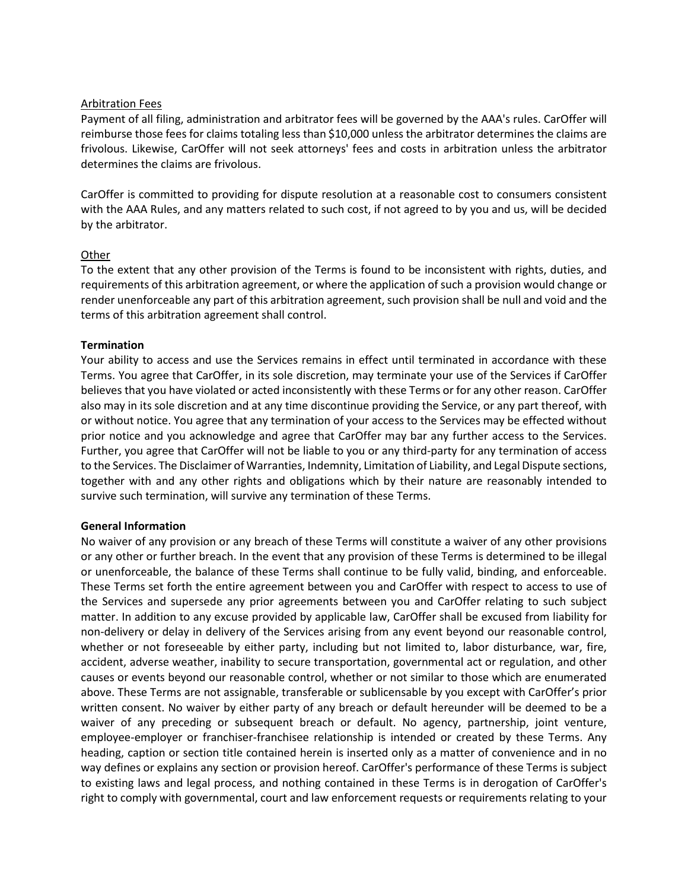Arbitration Fees

Payment of all filing, administration and arbitrator fees will be governed by the AAA's rules. CarOffer will reimburse those fees for claims totaling less than $10,000 unless the arbitrator determines the claims are frivolous. Likewise, CarOffer will not seek attorneys' fees and costs in arbitration unless the arbitrator determines the claims are frivolous.

CarOffer is committed to providing for dispute resolution at a reasonable cost to consumers consistent with the AAA Rules, and any matters related to such cost, if not agreed to by you and us, will be decided by the arbitrator.

Other

To the extent that any other provision of the Terms is found to be inconsistent with rights, duties, and requirements of this arbitration agreement, or where the application of such a provision would change or render unenforceable any part of this arbitration agreement, such provision shall be null and void and the terms of this arbitration agreement shall control.

**Termination**

Your ability to access and use the Services remains in effect until terminated in accordance with these Terms. You agree that CarOffer, in its sole discretion, may terminate your use of the Services if CarOffer believes that you have violated or acted inconsistently with these Terms or for any other reason. CarOffer also may in its sole discretion and at any time discontinue providing the Service, or any part thereof, with or without notice. You agree that any termination of your access to the Services may be effected without prior notice and you acknowledge and agree that CarOffer may bar any further access to the Services. Further, you agree that CarOffer will not be liable to you or any third-party for any termination of access to the Services. The Disclaimer of Warranties, Indemnity, Limitation of Liability, and Legal Dispute sections, together with and any other rights and obligations which by their nature are reasonably intended to survive such termination, will survive any termination of these Terms.

**General Information**

No waiver of any provision or any breach of these Terms will constitute a waiver of any other provisions or any other or further breach. In the event that any provision of these Terms is determined to be illegal or unenforceable, the balance of these Terms shall continue to be fully valid, binding, and enforceable. These Terms set forth the entire agreement between you and CarOffer with respect to access to use of the Services and supersede any prior agreements between you and CarOffer relating to such subject matter. In addition to any excuse provided by applicable law, CarOffer shall be excused from liability for non-delivery or delay in delivery of the Services arising from any event beyond our reasonable control, whether or not foreseeable by either party, including but not limited to, labor disturbance, war, fire, accident, adverse weather, inability to secure transportation, governmental act or regulation, and other causes or events beyond our reasonable control, whether or not similar to those which are enumerated above. These Terms are not assignable, transferable or sublicensable by you except with CarOffer's prior written consent. No waiver by either party of any breach or default hereunder will be deemed to be a waiver of any preceding or subsequent breach or default. No agency, partnership, joint venture, employee-employer or franchiser-franchisee relationship is intended or created by these Terms. Any heading, caption or section title contained herein is inserted only as a matter of convenience and in no way defines or explains any section or provision hereof. CarOffer's performance of these Terms is subject to existing laws and legal process, and nothing contained in these Terms is in derogation of CarOffer's right to comply with governmental, court and law enforcement requests or requirements relating to your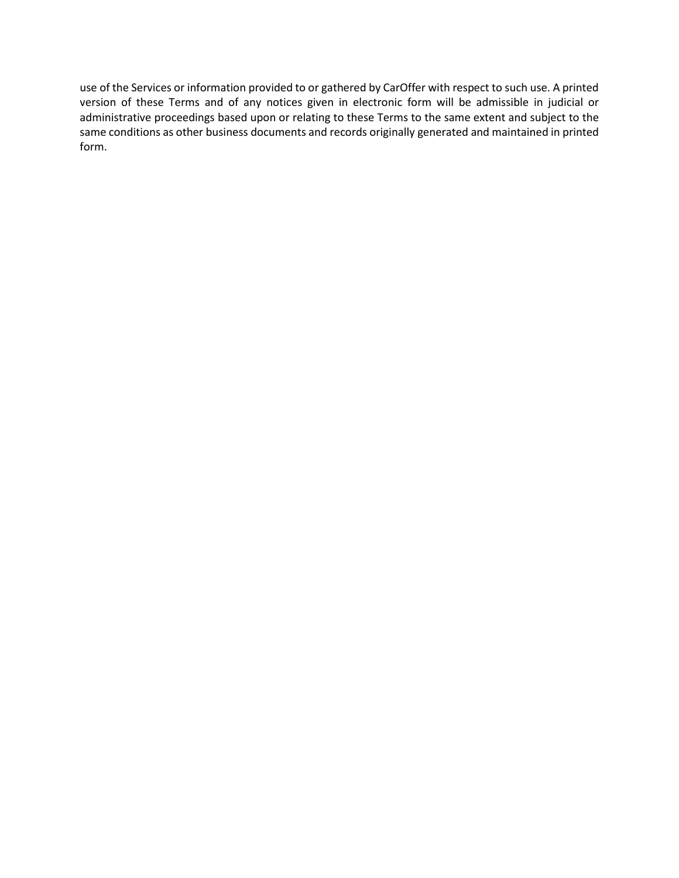use of the Services or information provided to or gathered by CarOffer with respect to such use. A printed version of these Terms and of any notices given in electronic form will be admissible in judicial or administrative proceedings based upon or relating to these Terms to the same extent and subject to the same conditions as other business documents and records originally generated and maintained in printed form.